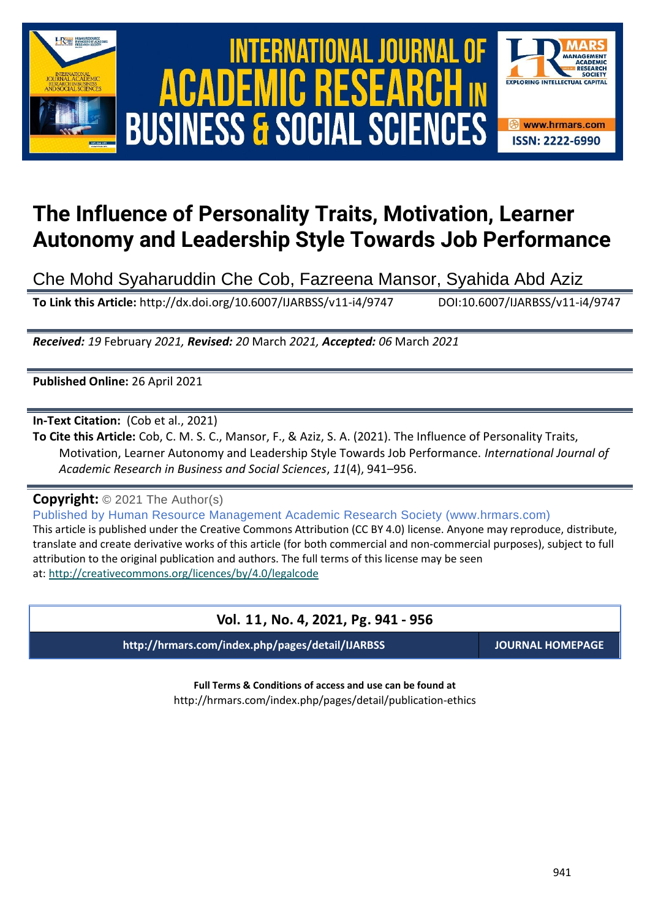# The Influence of Personality Traits, Motivation, Learner Autonomy and Leadership Style Towards Job Performance

Che Mohd Syaharuddin Che Cob, Fazreena Mansor, Syahida Abd Aziz

**To Link this Article:** http://dx.doi.org/10.6007/IJARBSS/v11-i4/9747 DOI:10.6007/IJARBSS/v11-i4/9747

***Received:** 19* February *2021, **Revised:** 20* March *2021, **Accepted:** 06* March *2021*

**Published Online:** 26 April 2021

**In-Text Citation:** (Cob et al., 2021)

**To Cite this Article:** Cob, C. M. S. C., Mansor, F., & Aziz, S. A. (2021). The Influence of Personality Traits, Motivation, Learner Autonomy and Leadership Style Towards Job Performance. *International Journal of Academic Research in Business and Social Sciences*, *11*(4), 941–956.

**Copyright:** © 2021 The Author(s)

Published by Human Resource Management Academic Research Society (www.hrmars.com)

This article is published under the Creative Commons Attribution (CC BY 4.0) license. Anyone may reproduce, distribute, translate and create derivative works of this article (for both commercial and non-commercial purposes), subject to full attribution to the original publication and authors. The full terms of this license may be seen at: http://creativecommons.org/licences/by/4.0/legalcode

**Vol. 11, No. 4, 2021, Pg. 941 - 956**

**http://hrmars.com/index.php/pages/detail/IJARBSS** **JOURNAL HOMEPAGE**

**Full Terms & Conditions of access and use can be found at**

http://hrmars.com/index.php/pages/detail/publication-ethics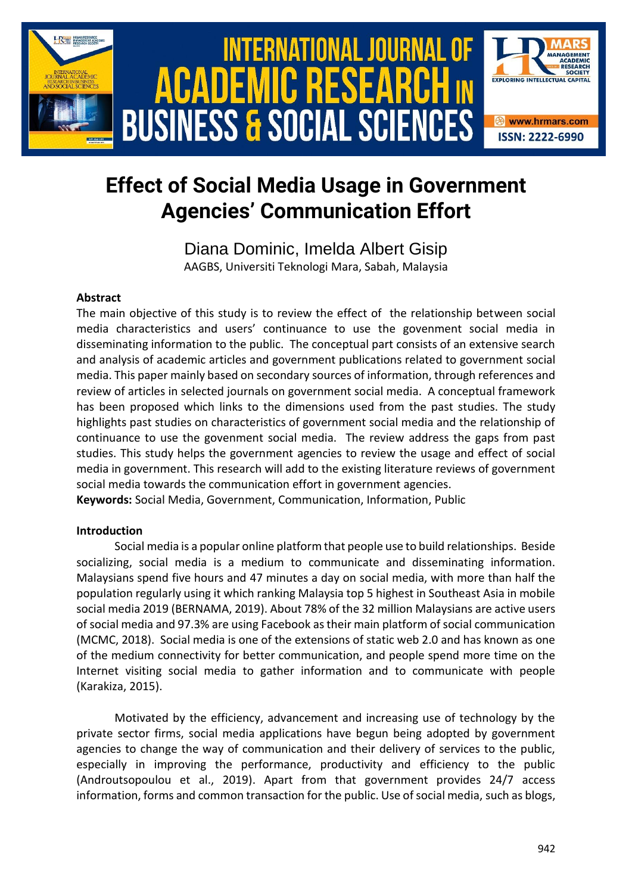# Effect of Social Media Usage in Government Agencies' Communication Effort

Diana Dominic, Imelda Albert Gisip

AAGBS, Universiti Teknologi Mara, Sabah, Malaysia

### Abstract

The main objective of this study is to review the effect of the relationship between social media characteristics and users' continuance to use the govenment social media in disseminating information to the public. The conceptual part consists of an extensive search and analysis of academic articles and government publications related to government social media. This paper mainly based on secondary sources of information, through references and review of articles in selected journals on government social media. A conceptual framework has been proposed which links to the dimensions used from the past studies. The study highlights past studies on characteristics of government social media and the relationship of continuance to use the govenment social media. The review address the gaps from past studies. This study helps the government agencies to review the usage and effect of social media in government. This research will add to the existing literature reviews of government social media towards the communication effort in government agencies.

**Keywords:** Social Media, Government, Communication, Information, Public

### Introduction

Social media is a popular online platform that people use to build relationships. Beside socializing, social media is a medium to communicate and disseminating information. Malaysians spend five hours and 47 minutes a day on social media, with more than half the population regularly using it which ranking Malaysia top 5 highest in Southeast Asia in mobile social media 2019 (BERNAMA, 2019). About 78% of the 32 million Malaysians are active users of social media and 97.3% are using Facebook as their main platform of social communication (MCMC, 2018). Social media is one of the extensions of static web 2.0 and has known as one of the medium connectivity for better communication, and people spend more time on the Internet visiting social media to gather information and to communicate with people (Karakiza, 2015).

Motivated by the efficiency, advancement and increasing use of technology by the private sector firms, social media applications have begun being adopted by government agencies to change the way of communication and their delivery of services to the public, especially in improving the performance, productivity and efficiency to the public (Androutsopoulou et al., 2019). Apart from that government provides 24/7 access information, forms and common transaction for the public. Use of social media, such as blogs,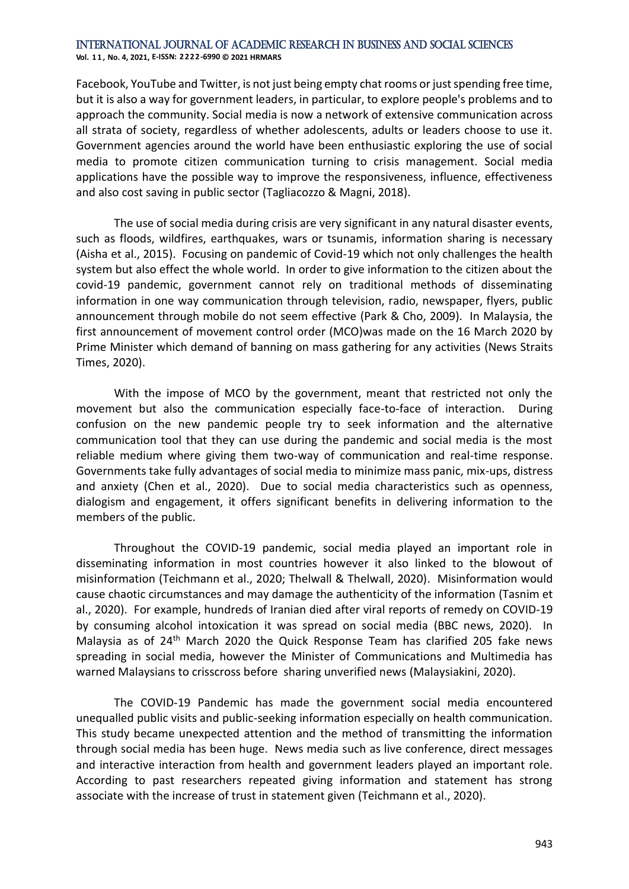Facebook, YouTube and Twitter, is not just being empty chat rooms or just spending free time, but it is also a way for government leaders, in particular, to explore people's problems and to approach the community. Social media is now a network of extensive communication across all strata of society, regardless of whether adolescents, adults or leaders choose to use it. Government agencies around the world have been enthusiastic exploring the use of social media to promote citizen communication turning to crisis management. Social media applications have the possible way to improve the responsiveness, influence, effectiveness and also cost saving in public sector (Tagliacozzo & Magni, 2018).

The use of social media during crisis are very significant in any natural disaster events, such as floods, wildfires, earthquakes, wars or tsunamis, information sharing is necessary (Aisha et al., 2015). Focusing on pandemic of Covid-19 which not only challenges the health system but also effect the whole world. In order to give information to the citizen about the covid-19 pandemic, government cannot rely on traditional methods of disseminating information in one way communication through television, radio, newspaper, flyers, public announcement through mobile do not seem effective (Park & Cho, 2009). In Malaysia, the first announcement of movement control order (MCO)was made on the 16 March 2020 by Prime Minister which demand of banning on mass gathering for any activities (News Straits Times, 2020).

With the impose of MCO by the government, meant that restricted not only the movement but also the communication especially face-to-face of interaction. During confusion on the new pandemic people try to seek information and the alternative communication tool that they can use during the pandemic and social media is the most reliable medium where giving them two-way of communication and real-time response. Governments take fully advantages of social media to minimize mass panic, mix-ups, distress and anxiety (Chen et al., 2020). Due to social media characteristics such as openness, dialogism and engagement, it offers significant benefits in delivering information to the members of the public.

Throughout the COVID-19 pandemic, social media played an important role in disseminating information in most countries however it also linked to the blowout of misinformation (Teichmann et al., 2020; Thelwall & Thelwall, 2020). Misinformation would cause chaotic circumstances and may damage the authenticity of the information (Tasnim et al., 2020). For example, hundreds of Iranian died after viral reports of remedy on COVID-19 by consuming alcohol intoxication it was spread on social media (BBC news, 2020). In Malaysia as of 24th March 2020 the Quick Response Team has clarified 205 fake news spreading in social media, however the Minister of Communications and Multimedia has warned Malaysians to crisscross before sharing unverified news (Malaysiakini, 2020).

The COVID-19 Pandemic has made the government social media encountered unequalled public visits and public-seeking information especially on health communication. This study became unexpected attention and the method of transmitting the information through social media has been huge. News media such as live conference, direct messages and interactive interaction from health and government leaders played an important role. According to past researchers repeated giving information and statement has strong associate with the increase of trust in statement given (Teichmann et al., 2020).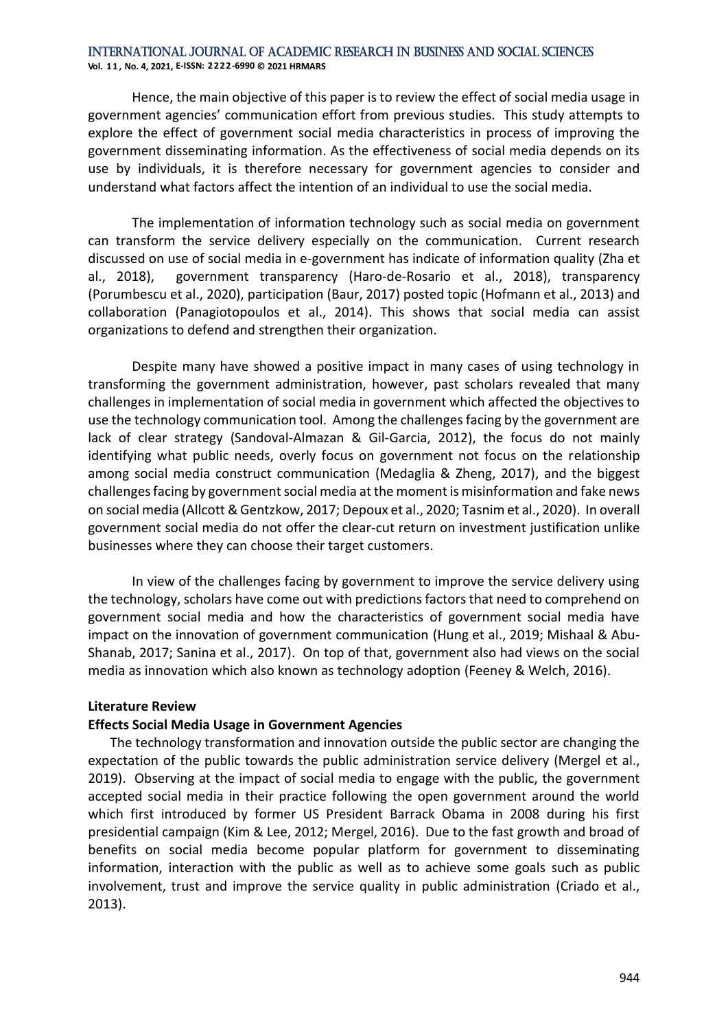Hence, the main objective of this paper is to review the effect of social media usage in government agencies' communication effort from previous studies. This study attempts to explore the effect of government social media characteristics in process of improving the government disseminating information. As the effectiveness of social media depends on its use by individuals, it is therefore necessary for government agencies to consider and understand what factors affect the intention of an individual to use the social media.

The implementation of information technology such as social media on government can transform the service delivery especially on the communication. Current research discussed on use of social media in e-government has indicate of information quality (Zha et al., 2018), government transparency (Haro-de-Rosario et al., 2018), transparency (Porumbescu et al., 2020), participation (Baur, 2017) posted topic (Hofmann et al., 2013) and collaboration (Panagiotopoulos et al., 2014). This shows that social media can assist organizations to defend and strengthen their organization.

Despite many have showed a positive impact in many cases of using technology in transforming the government administration, however, past scholars revealed that many challenges in implementation of social media in government which affected the objectives to use the technology communication tool. Among the challenges facing by the government are lack of clear strategy (Sandoval-Almazan & Gil-Garcia, 2012), the focus do not mainly identifying what public needs, overly focus on government not focus on the relationship among social media construct communication (Medaglia & Zheng, 2017), and the biggest challenges facing by government social media at the moment is misinformation and fake news on social media (Allcott & Gentzkow, 2017; Depoux et al., 2020; Tasnim et al., 2020). In overall government social media do not offer the clear-cut return on investment justification unlike businesses where they can choose their target customers.

In view of the challenges facing by government to improve the service delivery using the technology, scholars have come out with predictions factors that need to comprehend on government social media and how the characteristics of government social media have impact on the innovation of government communication (Hung et al., 2019; Mishaal & Abu-Shanab, 2017; Sanina et al., 2017). On top of that, government also had views on the social media as innovation which also known as technology adoption (Feeney & Welch, 2016).

## Literature Review

### Effects Social Media Usage in Government Agencies

The technology transformation and innovation outside the public sector are changing the expectation of the public towards the public administration service delivery (Mergel et al., 2019). Observing at the impact of social media to engage with the public, the government accepted social media in their practice following the open government around the world which first introduced by former US President Barrack Obama in 2008 during his first presidential campaign (Kim & Lee, 2012; Mergel, 2016). Due to the fast growth and broad of benefits on social media become popular platform for government to disseminating information, interaction with the public as well as to achieve some goals such as public involvement, trust and improve the service quality in public administration (Criado et al., 2013).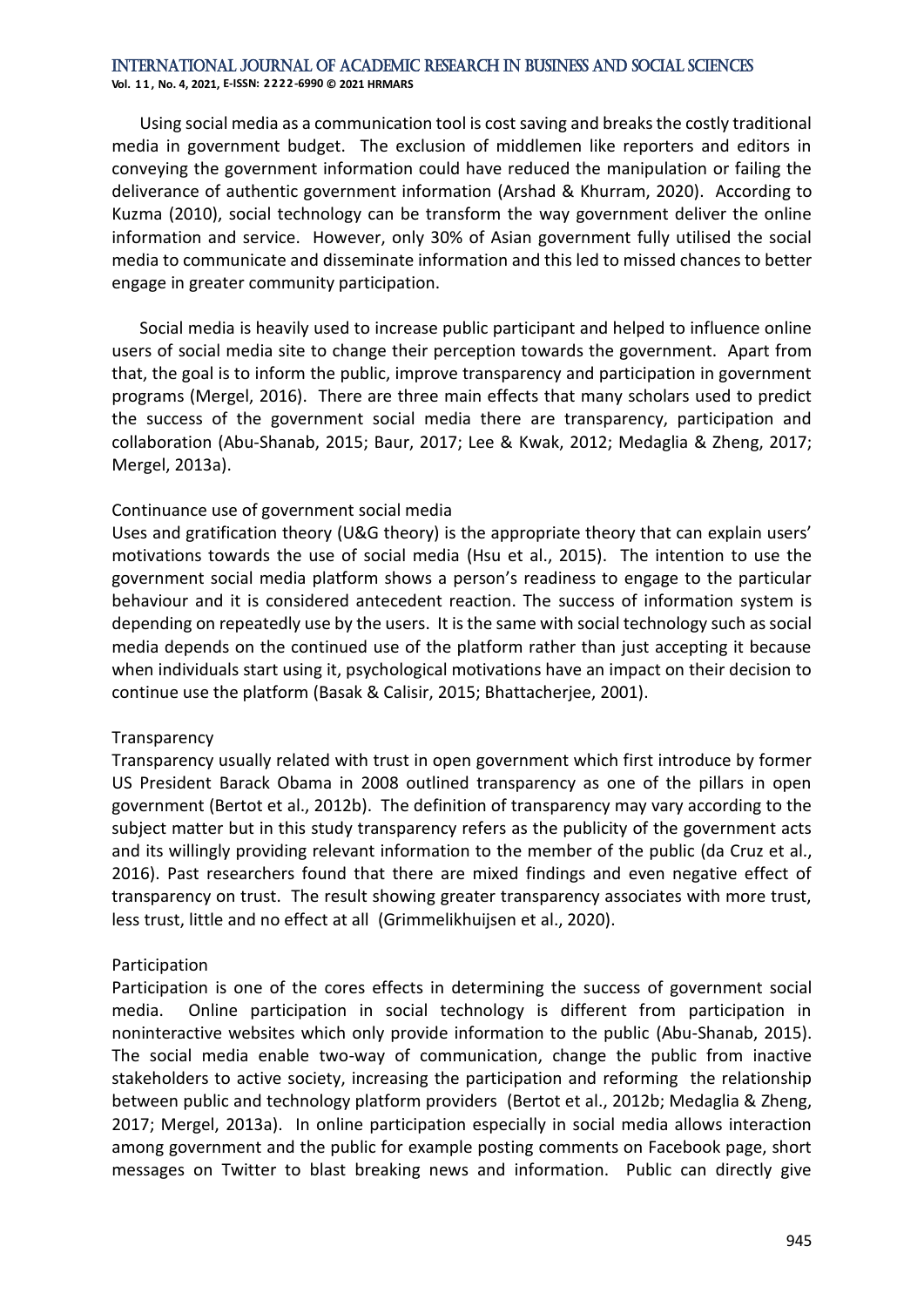Using social media as a communication tool is cost saving and breaks the costly traditional media in government budget. The exclusion of middlemen like reporters and editors in conveying the government information could have reduced the manipulation or failing the deliverance of authentic government information (Arshad & Khurram, 2020). According to Kuzma (2010), social technology can be transform the way government deliver the online information and service. However, only 30% of Asian government fully utilised the social media to communicate and disseminate information and this led to missed chances to better engage in greater community participation.

Social media is heavily used to increase public participant and helped to influence online users of social media site to change their perception towards the government. Apart from that, the goal is to inform the public, improve transparency and participation in government programs (Mergel, 2016). There are three main effects that many scholars used to predict the success of the government social media there are transparency, participation and collaboration (Abu-Shanab, 2015; Baur, 2017; Lee & Kwak, 2012; Medaglia & Zheng, 2017; Mergel, 2013a).

### Continuance use of government social media

Uses and gratification theory (U&G theory) is the appropriate theory that can explain users' motivations towards the use of social media (Hsu et al., 2015). The intention to use the government social media platform shows a person's readiness to engage to the particular behaviour and it is considered antecedent reaction. The success of information system is depending on repeatedly use by the users. It is the same with social technology such as social media depends on the continued use of the platform rather than just accepting it because when individuals start using it, psychological motivations have an impact on their decision to continue use the platform (Basak & Calisir, 2015; Bhattacherjee, 2001).

### Transparency

Transparency usually related with trust in open government which first introduce by former US President Barack Obama in 2008 outlined transparency as one of the pillars in open government (Bertot et al., 2012b). The definition of transparency may vary according to the subject matter but in this study transparency refers as the publicity of the government acts and its willingly providing relevant information to the member of the public (da Cruz et al., 2016). Past researchers found that there are mixed findings and even negative effect of transparency on trust. The result showing greater transparency associates with more trust, less trust, little and no effect at all (Grimmelikhuijsen et al., 2020).

### Participation

Participation is one of the cores effects in determining the success of government social media. Online participation in social technology is different from participation in noninteractive websites which only provide information to the public (Abu-Shanab, 2015). The social media enable two-way of communication, change the public from inactive stakeholders to active society, increasing the participation and reforming the relationship between public and technology platform providers (Bertot et al., 2012b; Medaglia & Zheng, 2017; Mergel, 2013a). In online participation especially in social media allows interaction among government and the public for example posting comments on Facebook page, short messages on Twitter to blast breaking news and information. Public can directly give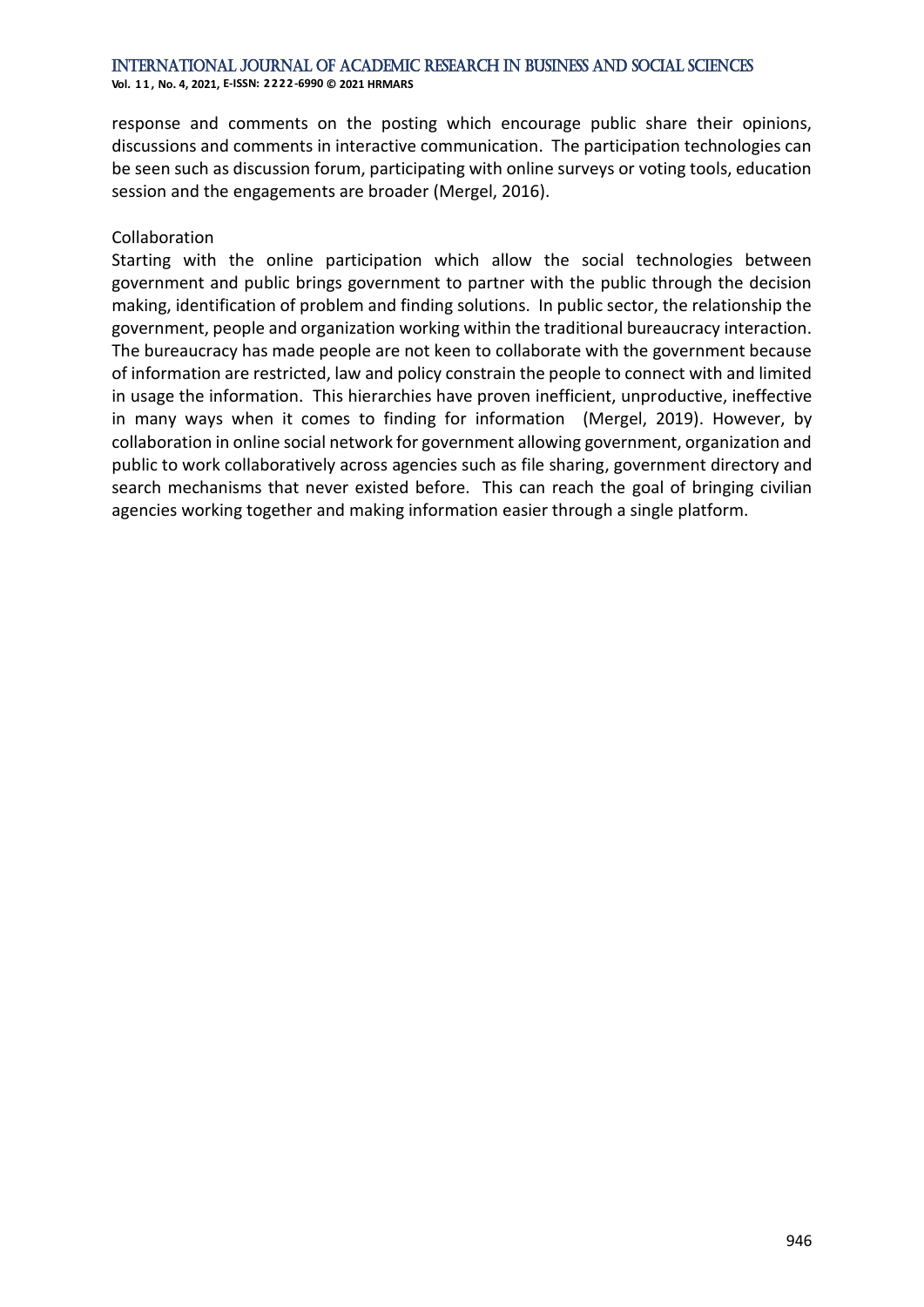response and comments on the posting which encourage public share their opinions, discussions and comments in interactive communication. The participation technologies can be seen such as discussion forum, participating with online surveys or voting tools, education session and the engagements are broader (Mergel, 2016).

### Collaboration

Starting with the online participation which allow the social technologies between government and public brings government to partner with the public through the decision making, identification of problem and finding solutions. In public sector, the relationship the government, people and organization working within the traditional bureaucracy interaction. The bureaucracy has made people are not keen to collaborate with the government because of information are restricted, law and policy constrain the people to connect with and limited in usage the information. This hierarchies have proven inefficient, unproductive, ineffective in many ways when it comes to finding for information (Mergel, 2019). However, by collaboration in online social network for government allowing government, organization and public to work collaboratively across agencies such as file sharing, government directory and search mechanisms that never existed before. This can reach the goal of bringing civilian agencies working together and making information easier through a single platform.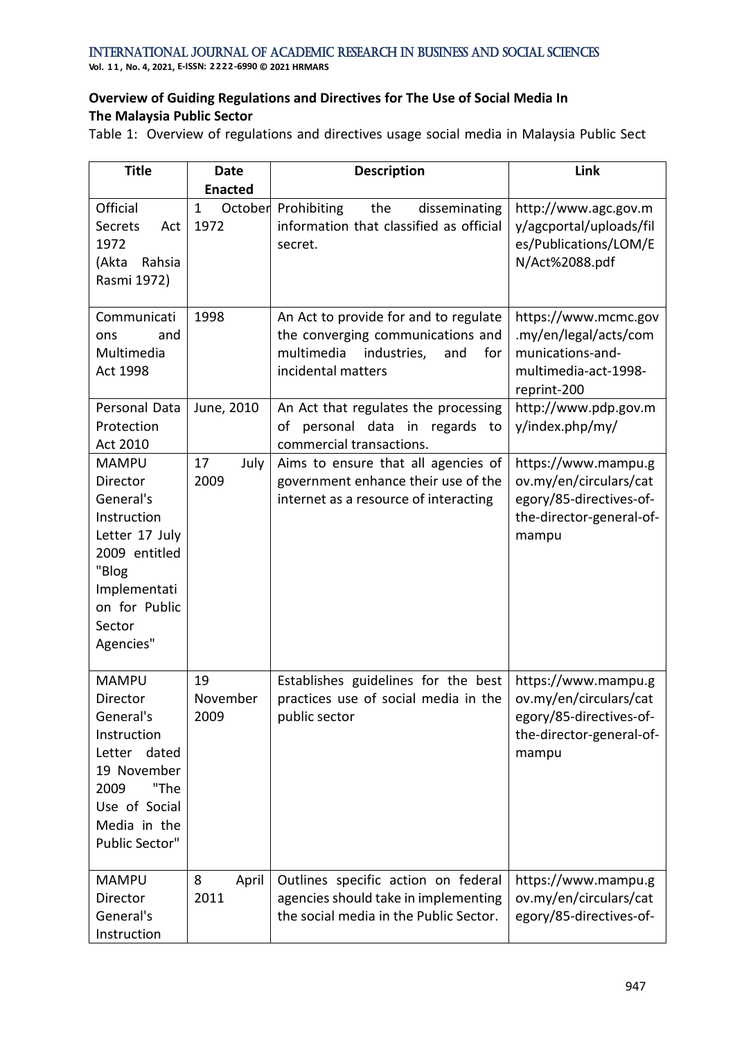**Overview of Guiding Regulations and Directives for The Use of Social Media In The Malaysia Public Sector**

Table 1: Overview of regulations and directives usage social media in Malaysia Public Sect

| Title | Date Enacted | Description | Link |
|---|---|---|---|
| Official Secrets Act 1972 (Akta Rahsia Rasmi 1972) | 1 October 1972 | Prohibiting the disseminating information that classified as official secret. | http://www.agc.gov.my/agcportal/uploads/files/Publications/LOM/EN/Act%2088.pdf |
| Communications and Multimedia Act 1998 | 1998 | An Act to provide for and to regulate the converging communications and multimedia industries, and for incidental matters | https://www.mcmc.gov.my/en/legal/acts/communications-and-multimedia-act-1998-reprint-200 |
| Personal Data Protection Act 2010 | June, 2010 | An Act that regulates the processing of personal data in regards to commercial transactions. | http://www.pdp.gov.my/index.php/my/ |
| MAMPU Director General's Instruction Letter 17 July 2009 entitled "Blog Implementation for Public Sector Agencies" | 17 July 2009 | Aims to ensure that all agencies of government enhance their use of the internet as a resource of interacting | https://www.mampu.gov.my/en/circulars/category/85-directives-of-the-director-general-of-mampu |
| MAMPU Director General's Instruction Letter dated 19 November 2009 "The Use of Social Media in the Public Sector" | 19 November 2009 | Establishes guidelines for the best practices use of social media in the public sector | https://www.mampu.gov.my/en/circulars/category/85-directives-of-the-director-general-of-mampu |
| MAMPU Director General's Instruction | 8 April 2011 | Outlines specific action on federal agencies should take in implementing the social media in the Public Sector. | https://www.mampu.gov.my/en/circulars/category/85-directives-of- |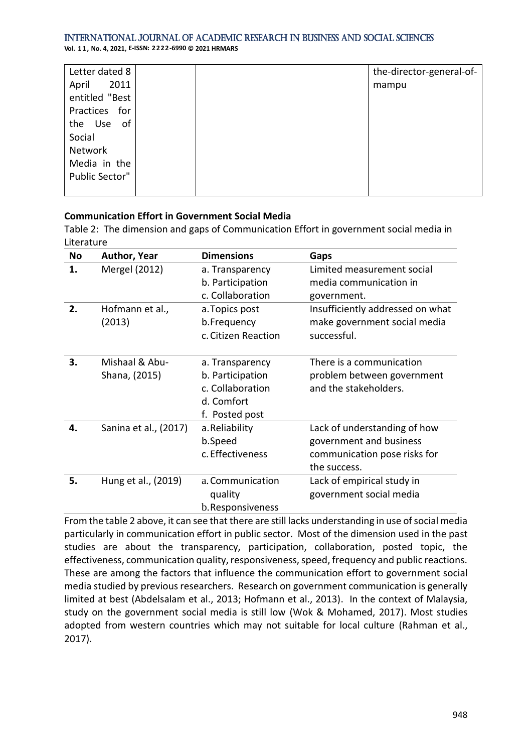| Letter dated 8 April 2011 entitled "Best Practices for the Use of Social Network Media in the Public Sector" | | | the-director-general-of-mampu |
|---|---|---|---|

**Communication Effort in Government Social Media**

Table 2: The dimension and gaps of Communication Effort in government social media in Literature

| No | Author, Year | Dimensions | Gaps |
|---|---|---|---|
| 1. | Mergel (2012) | a. Transparency<br>b. Participation<br>c. Collaboration | Limited measurement social media communication in government. |
| 2. | Hofmann et al., (2013) | a. Topics post<br>b. Frequency<br>c. Citizen Reaction | Insufficiently addressed on what make government social media successful. |
| 3. | Mishaal & Abu-Shana, (2015) | a. Transparency<br>b. Participation<br>c. Collaboration<br>d. Comfort<br>f. Posted post | There is a communication problem between government and the stakeholders. |
| 4. | Sanina et al., (2017) | a. Reliability<br>b. Speed<br>c. Effectiveness | Lack of understanding of how government and business communication pose risks for the success. |
| 5. | Hung et al., (2019) | a. Communication quality<br>b. Responsiveness | Lack of empirical study in government social media |

From the table 2 above, it can see that there are still lacks understanding in use of social media particularly in communication effort in public sector. Most of the dimension used in the past studies are about the transparency, participation, collaboration, posted topic, the effectiveness, communication quality, responsiveness, speed, frequency and public reactions. These are among the factors that influence the communication effort to government social media studied by previous researchers. Research on government communication is generally limited at best (Abdelsalam et al., 2013; Hofmann et al., 2013). In the context of Malaysia, study on the government social media is still low (Wok & Mohamed, 2017). Most studies adopted from western countries which may not suitable for local culture (Rahman et al., 2017).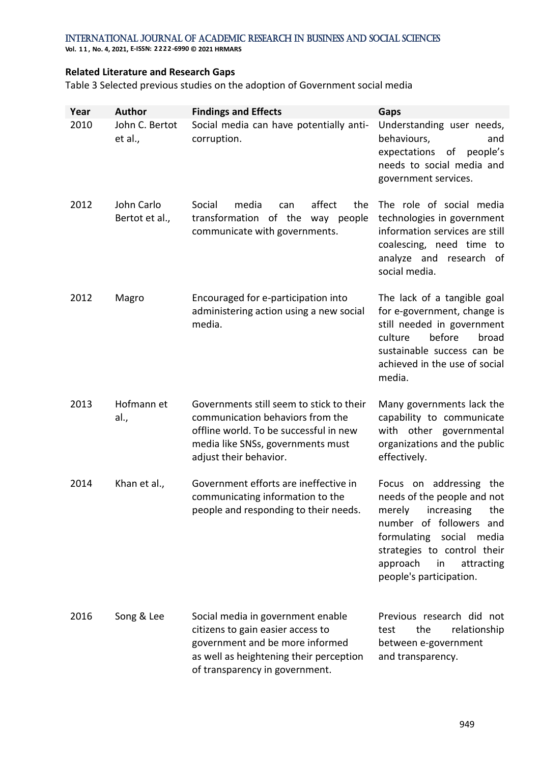**Related Literature and Research Gaps**

Table 3 Selected previous studies on the adoption of Government social media

| Year | Author | Findings and Effects | Gaps |
|---|---|---|---|
| 2010 | John C. Bertot et al., | Social media can have potentially anti-corruption. | Understanding user needs, behaviours, and expectations of people's needs to social media and government services. |
| 2012 | John Carlo Bertot et al., | Social media can affect the transformation of the way people communicate with governments. | The role of social media technologies in government information services are still coalescing, need time to analyze and research of social media. |
| 2012 | Magro | Encouraged for e-participation into administering action using a new social media. | The lack of a tangible goal for e-government, change is still needed in government culture before broad sustainable success can be achieved in the use of social media. |
| 2013 | Hofmann et al., | Governments still seem to stick to their communication behaviors from the offline world. To be successful in new media like SNSs, governments must adjust their behavior. | Many governments lack the capability to communicate with other governmental organizations and the public effectively. |
| 2014 | Khan et al., | Government efforts are ineffective in communicating information to the people and responding to their needs. | Focus on addressing the needs of the people and not merely increasing the number of followers and formulating social media strategies to control their approach in attracting people's participation. |
| 2016 | Song & Lee | Social media in government enable citizens to gain easier access to government and be more informed as well as heightening their perception of transparency in government. | Previous research did not test the relationship between e-government and transparency. |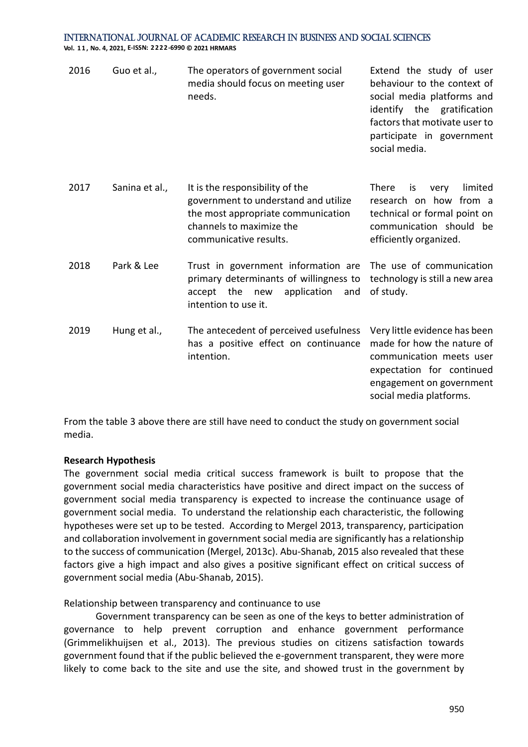| 2016 | Guo et al., | The operators of government social media should focus on meeting user needs. | Extend the study of user behaviour to the context of social media platforms and identify the gratification factors that motivate user to participate in government social media. |
|---|---|---|---|
| 2017 | Sanina et al., | It is the responsibility of the government to understand and utilize the most appropriate communication channels to maximize the communicative results. | There is very limited research on how from a technical or formal point on communication should be efficiently organized. |
| 2018 | Park & Lee | Trust in government information are primary determinants of willingness to accept the new application and intention to use it. | The use of communication technology is still a new area of study. |
| 2019 | Hung et al., | The antecedent of perceived usefulness has a positive effect on continuance intention. | Very little evidence has been made for how the nature of communication meets user expectation for continued engagement on government social media platforms. |

From the table 3 above there are still have need to conduct the study on government social media.

**Research Hypothesis**

The government social media critical success framework is built to propose that the government social media characteristics have positive and direct impact on the success of government social media transparency is expected to increase the continuance usage of government social media. To understand the relationship each characteristic, the following hypotheses were set up to be tested. According to Mergel 2013, transparency, participation and collaboration involvement in government social media are significantly has a relationship to the success of communication (Mergel, 2013c). Abu-Shanab, 2015 also revealed that these factors give a high impact and also gives a positive significant effect on critical success of government social media (Abu-Shanab, 2015).

Relationship between transparency and continuance to use

Government transparency can be seen as one of the keys to better administration of governance to help prevent corruption and enhance government performance (Grimmelikhuijsen et al., 2013). The previous studies on citizens satisfaction towards government found that if the public believed the e-government transparent, they were more likely to come back to the site and use the site, and showed trust in the government by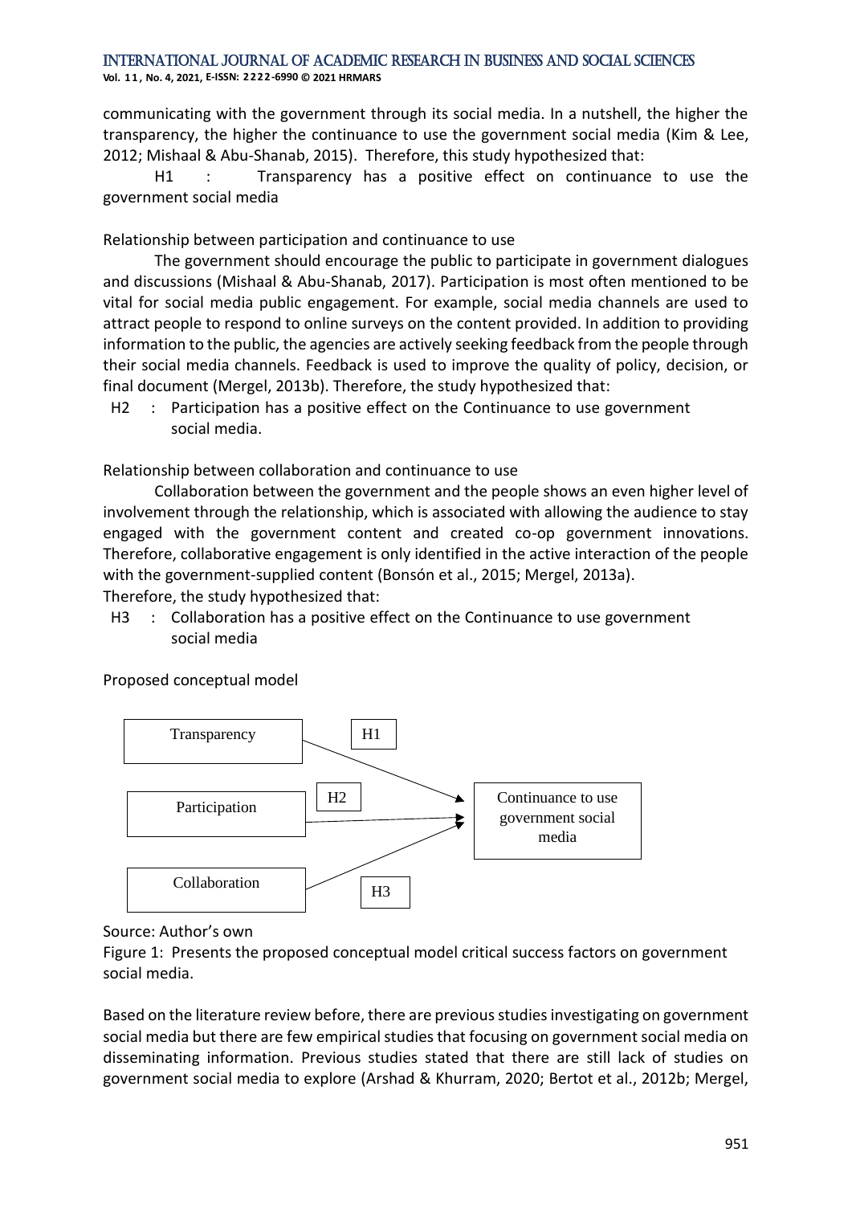communicating with the government through its social media. In a nutshell, the higher the transparency, the higher the continuance to use the government social media (Kim & Lee, 2012; Mishaal & Abu-Shanab, 2015). Therefore, this study hypothesized that:

H1 : Transparency has a positive effect on continuance to use the government social media

Relationship between participation and continuance to use

The government should encourage the public to participate in government dialogues and discussions (Mishaal & Abu-Shanab, 2017). Participation is most often mentioned to be vital for social media public engagement. For example, social media channels are used to attract people to respond to online surveys on the content provided. In addition to providing information to the public, the agencies are actively seeking feedback from the people through their social media channels. Feedback is used to improve the quality of policy, decision, or final document (Mergel, 2013b). Therefore, the study hypothesized that:

H2 : Participation has a positive effect on the Continuance to use government social media.

Relationship between collaboration and continuance to use

Collaboration between the government and the people shows an even higher level of involvement through the relationship, which is associated with allowing the audience to stay engaged with the government content and created co-op government innovations. Therefore, collaborative engagement is only identified in the active interaction of the people with the government-supplied content (Bonsón et al., 2015; Mergel, 2013a).
Therefore, the study hypothesized that:

H3 : Collaboration has a positive effect on the Continuance to use government social media

Proposed conceptual model

Transparency —H1→ Continuance to use government social media
Participation —H2→ Continuance to use government social media
Collaboration —H3→ Continuance to use government social media

Source: Author's own

Figure 1: Presents the proposed conceptual model critical success factors on government social media.

Based on the literature review before, there are previous studies investigating on government social media but there are few empirical studies that focusing on government social media on disseminating information. Previous studies stated that there are still lack of studies on government social media to explore (Arshad & Khurram, 2020; Bertot et al., 2012b; Mergel,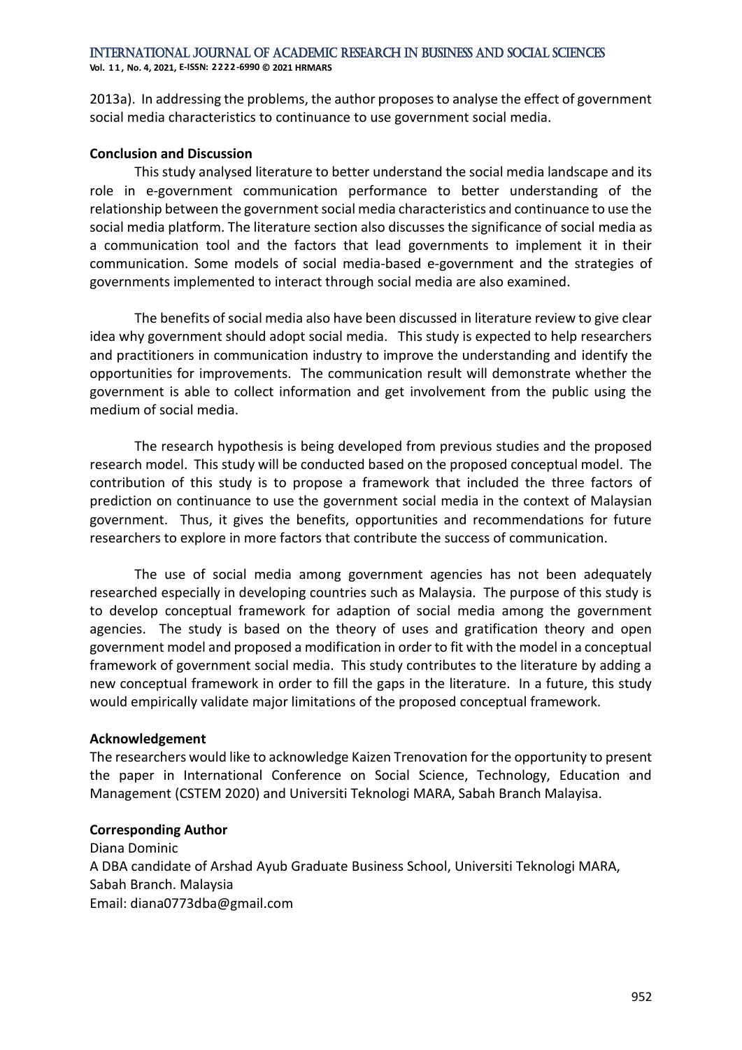2013a). In addressing the problems, the author proposes to analyse the effect of government social media characteristics to continuance to use government social media.

**Conclusion and Discussion**

This study analysed literature to better understand the social media landscape and its role in e-government communication performance to better understanding of the relationship between the government social media characteristics and continuance to use the social media platform. The literature section also discusses the significance of social media as a communication tool and the factors that lead governments to implement it in their communication. Some models of social media-based e-government and the strategies of governments implemented to interact through social media are also examined.

The benefits of social media also have been discussed in literature review to give clear idea why government should adopt social media. This study is expected to help researchers and practitioners in communication industry to improve the understanding and identify the opportunities for improvements. The communication result will demonstrate whether the government is able to collect information and get involvement from the public using the medium of social media.

The research hypothesis is being developed from previous studies and the proposed research model. This study will be conducted based on the proposed conceptual model. The contribution of this study is to propose a framework that included the three factors of prediction on continuance to use the government social media in the context of Malaysian government. Thus, it gives the benefits, opportunities and recommendations for future researchers to explore in more factors that contribute the success of communication.

The use of social media among government agencies has not been adequately researched especially in developing countries such as Malaysia. The purpose of this study is to develop conceptual framework for adaption of social media among the government agencies. The study is based on the theory of uses and gratification theory and open government model and proposed a modification in order to fit with the model in a conceptual framework of government social media. This study contributes to the literature by adding a new conceptual framework in order to fill the gaps in the literature. In a future, this study would empirically validate major limitations of the proposed conceptual framework.

**Acknowledgement**

The researchers would like to acknowledge Kaizen Trenovation for the opportunity to present the paper in International Conference on Social Science, Technology, Education and Management (CSTEM 2020) and Universiti Teknologi MARA, Sabah Branch Malayisa.

**Corresponding Author**

Diana Dominic
A DBA candidate of Arshad Ayub Graduate Business School, Universiti Teknologi MARA, Sabah Branch. Malaysia
Email: diana0773dba@gmail.com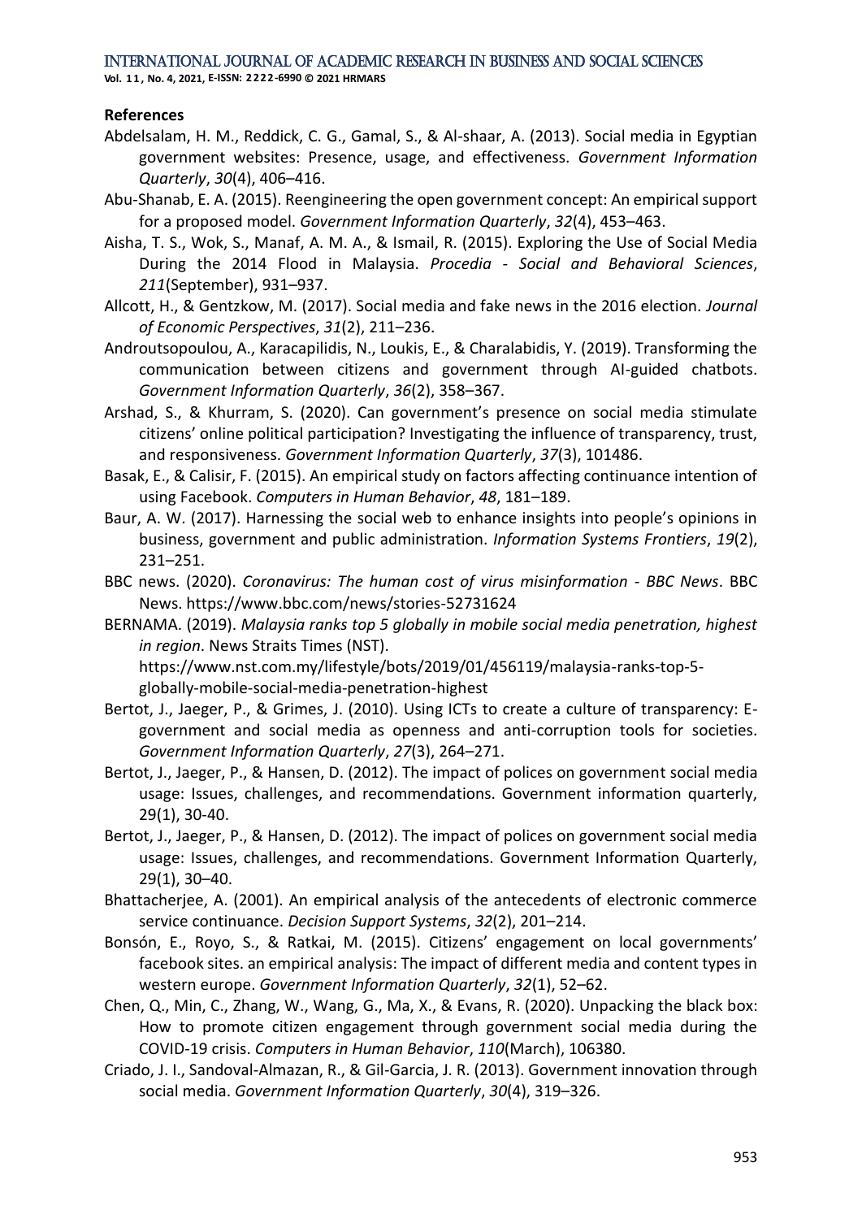**References**

Abdelsalam, H. M., Reddick, C. G., Gamal, S., & Al-shaar, A. (2013). Social media in Egyptian government websites: Presence, usage, and effectiveness. *Government Information Quarterly*, *30*(4), 406–416.

Abu-Shanab, E. A. (2015). Reengineering the open government concept: An empirical support for a proposed model. *Government Information Quarterly*, *32*(4), 453–463.

Aisha, T. S., Wok, S., Manaf, A. M. A., & Ismail, R. (2015). Exploring the Use of Social Media During the 2014 Flood in Malaysia. *Procedia - Social and Behavioral Sciences*, *211*(September), 931–937.

Allcott, H., & Gentzkow, M. (2017). Social media and fake news in the 2016 election. *Journal of Economic Perspectives*, *31*(2), 211–236.

Androutsopoulou, A., Karacapilidis, N., Loukis, E., & Charalabidis, Y. (2019). Transforming the communication between citizens and government through AI-guided chatbots. *Government Information Quarterly*, *36*(2), 358–367.

Arshad, S., & Khurram, S. (2020). Can government's presence on social media stimulate citizens' online political participation? Investigating the influence of transparency, trust, and responsiveness. *Government Information Quarterly*, *37*(3), 101486.

Basak, E., & Calisir, F. (2015). An empirical study on factors affecting continuance intention of using Facebook. *Computers in Human Behavior*, *48*, 181–189.

Baur, A. W. (2017). Harnessing the social web to enhance insights into people's opinions in business, government and public administration. *Information Systems Frontiers*, *19*(2), 231–251.

BBC news. (2020). *Coronavirus: The human cost of virus misinformation - BBC News*. BBC News. https://www.bbc.com/news/stories-52731624

BERNAMA. (2019). *Malaysia ranks top 5 globally in mobile social media penetration, highest in region*. News Straits Times (NST). https://www.nst.com.my/lifestyle/bots/2019/01/456119/malaysia-ranks-top-5-globally-mobile-social-media-penetration-highest

Bertot, J., Jaeger, P., & Grimes, J. (2010). Using ICTs to create a culture of transparency: E-government and social media as openness and anti-corruption tools for societies. *Government Information Quarterly*, *27*(3), 264–271.

Bertot, J., Jaeger, P., & Hansen, D. (2012). The impact of polices on government social media usage: Issues, challenges, and recommendations. Government information quarterly, 29(1), 30-40.

Bertot, J., Jaeger, P., & Hansen, D. (2012). The impact of polices on government social media usage: Issues, challenges, and recommendations. Government Information Quarterly, 29(1), 30–40.

Bhattacherjee, A. (2001). An empirical analysis of the antecedents of electronic commerce service continuance. *Decision Support Systems*, *32*(2), 201–214.

Bonsón, E., Royo, S., & Ratkai, M. (2015). Citizens' engagement on local governments' facebook sites. an empirical analysis: The impact of different media and content types in western europe. *Government Information Quarterly*, *32*(1), 52–62.

Chen, Q., Min, C., Zhang, W., Wang, G., Ma, X., & Evans, R. (2020). Unpacking the black box: How to promote citizen engagement through government social media during the COVID-19 crisis. *Computers in Human Behavior*, *110*(March), 106380.

Criado, J. I., Sandoval-Almazan, R., & Gil-Garcia, J. R. (2013). Government innovation through social media. *Government Information Quarterly*, *30*(4), 319–326.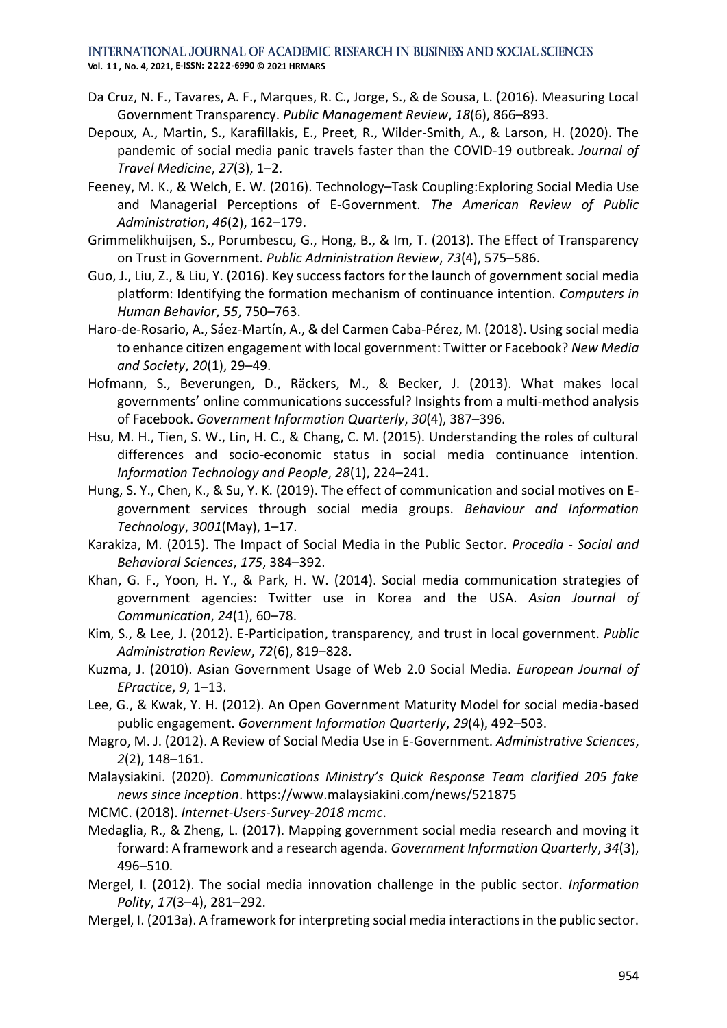Da Cruz, N. F., Tavares, A. F., Marques, R. C., Jorge, S., & de Sousa, L. (2016). Measuring Local Government Transparency. *Public Management Review*, *18*(6), 866–893.

Depoux, A., Martin, S., Karafillakis, E., Preet, R., Wilder-Smith, A., & Larson, H. (2020). The pandemic of social media panic travels faster than the COVID-19 outbreak. *Journal of Travel Medicine*, *27*(3), 1–2.

Feeney, M. K., & Welch, E. W. (2016). Technology–Task Coupling:Exploring Social Media Use and Managerial Perceptions of E-Government. *The American Review of Public Administration*, *46*(2), 162–179.

Grimmelikhuijsen, S., Porumbescu, G., Hong, B., & Im, T. (2013). The Effect of Transparency on Trust in Government. *Public Administration Review*, *73*(4), 575–586.

Guo, J., Liu, Z., & Liu, Y. (2016). Key success factors for the launch of government social media platform: Identifying the formation mechanism of continuance intention. *Computers in Human Behavior*, *55*, 750–763.

Haro-de-Rosario, A., Sáez-Martín, A., & del Carmen Caba-Pérez, M. (2018). Using social media to enhance citizen engagement with local government: Twitter or Facebook? *New Media and Society*, *20*(1), 29–49.

Hofmann, S., Beverungen, D., Räckers, M., & Becker, J. (2013). What makes local governments' online communications successful? Insights from a multi-method analysis of Facebook. *Government Information Quarterly*, *30*(4), 387–396.

Hsu, M. H., Tien, S. W., Lin, H. C., & Chang, C. M. (2015). Understanding the roles of cultural differences and socio-economic status in social media continuance intention. *Information Technology and People*, *28*(1), 224–241.

Hung, S. Y., Chen, K., & Su, Y. K. (2019). The effect of communication and social motives on E-government services through social media groups. *Behaviour and Information Technology*, *3001*(May), 1–17.

Karakiza, M. (2015). The Impact of Social Media in the Public Sector. *Procedia - Social and Behavioral Sciences*, *175*, 384–392.

Khan, G. F., Yoon, H. Y., & Park, H. W. (2014). Social media communication strategies of government agencies: Twitter use in Korea and the USA. *Asian Journal of Communication*, *24*(1), 60–78.

Kim, S., & Lee, J. (2012). E-Participation, transparency, and trust in local government. *Public Administration Review*, *72*(6), 819–828.

Kuzma, J. (2010). Asian Government Usage of Web 2.0 Social Media. *European Journal of EPractice*, *9*, 1–13.

Lee, G., & Kwak, Y. H. (2012). An Open Government Maturity Model for social media-based public engagement. *Government Information Quarterly*, *29*(4), 492–503.

Magro, M. J. (2012). A Review of Social Media Use in E-Government. *Administrative Sciences*, *2*(2), 148–161.

Malaysiakini. (2020). *Communications Ministry's Quick Response Team clarified 205 fake news since inception*. https://www.malaysiakini.com/news/521875

MCMC. (2018). *Internet-Users-Survey-2018 mcmc*.

Medaglia, R., & Zheng, L. (2017). Mapping government social media research and moving it forward: A framework and a research agenda. *Government Information Quarterly*, *34*(3), 496–510.

Mergel, I. (2012). The social media innovation challenge in the public sector. *Information Polity*, *17*(3–4), 281–292.

Mergel, I. (2013a). A framework for interpreting social media interactions in the public sector.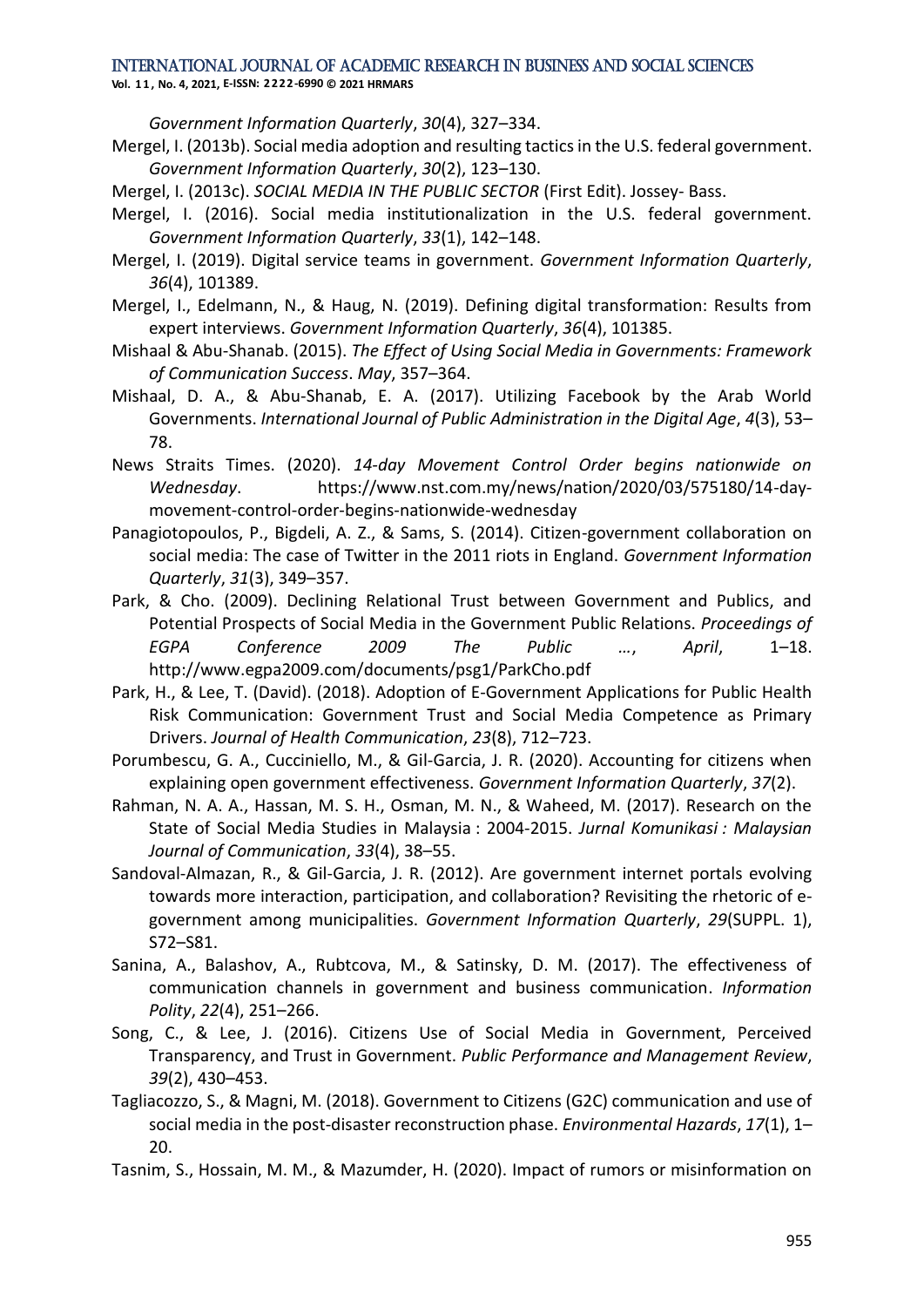*Government Information Quarterly*, *30*(4), 327–334.

Mergel, I. (2013b). Social media adoption and resulting tactics in the U.S. federal government. *Government Information Quarterly*, *30*(2), 123–130.

Mergel, I. (2013c). *SOCIAL MEDIA IN THE PUBLIC SECTOR* (First Edit). Jossey- Bass.

Mergel, I. (2016). Social media institutionalization in the U.S. federal government. *Government Information Quarterly*, *33*(1), 142–148.

Mergel, I. (2019). Digital service teams in government. *Government Information Quarterly*, *36*(4), 101389.

Mergel, I., Edelmann, N., & Haug, N. (2019). Defining digital transformation: Results from expert interviews. *Government Information Quarterly*, *36*(4), 101385.

Mishaal & Abu-Shanab. (2015). *The Effect of Using Social Media in Governments: Framework of Communication Success*. *May*, 357–364.

Mishaal, D. A., & Abu-Shanab, E. A. (2017). Utilizing Facebook by the Arab World Governments. *International Journal of Public Administration in the Digital Age*, *4*(3), 53–78.

News Straits Times. (2020). *14-day Movement Control Order begins nationwide on Wednesday*. https://www.nst.com.my/news/nation/2020/03/575180/14-day-movement-control-order-begins-nationwide-wednesday

Panagiotopoulos, P., Bigdeli, A. Z., & Sams, S. (2014). Citizen-government collaboration on social media: The case of Twitter in the 2011 riots in England. *Government Information Quarterly*, *31*(3), 349–357.

Park, & Cho. (2009). Declining Relational Trust between Government and Publics, and Potential Prospects of Social Media in the Government Public Relations. *Proceedings of EGPA Conference 2009 The Public …*, *April*, 1–18. http://www.egpa2009.com/documents/psg1/ParkCho.pdf

Park, H., & Lee, T. (David). (2018). Adoption of E-Government Applications for Public Health Risk Communication: Government Trust and Social Media Competence as Primary Drivers. *Journal of Health Communication*, *23*(8), 712–723.

Porumbescu, G. A., Cucciniello, M., & Gil-Garcia, J. R. (2020). Accounting for citizens when explaining open government effectiveness. *Government Information Quarterly*, *37*(2).

Rahman, N. A. A., Hassan, M. S. H., Osman, M. N., & Waheed, M. (2017). Research on the State of Social Media Studies in Malaysia : 2004-2015. *Jurnal Komunikasi : Malaysian Journal of Communication*, *33*(4), 38–55.

Sandoval-Almazan, R., & Gil-Garcia, J. R. (2012). Are government internet portals evolving towards more interaction, participation, and collaboration? Revisiting the rhetoric of e-government among municipalities. *Government Information Quarterly*, *29*(SUPPL. 1), S72–S81.

Sanina, A., Balashov, A., Rubtcova, M., & Satinsky, D. M. (2017). The effectiveness of communication channels in government and business communication. *Information Polity*, *22*(4), 251–266.

Song, C., & Lee, J. (2016). Citizens Use of Social Media in Government, Perceived Transparency, and Trust in Government. *Public Performance and Management Review*, *39*(2), 430–453.

Tagliacozzo, S., & Magni, M. (2018). Government to Citizens (G2C) communication and use of social media in the post-disaster reconstruction phase. *Environmental Hazards*, *17*(1), 1–20.

Tasnim, S., Hossain, M. M., & Mazumder, H. (2020). Impact of rumors or misinformation on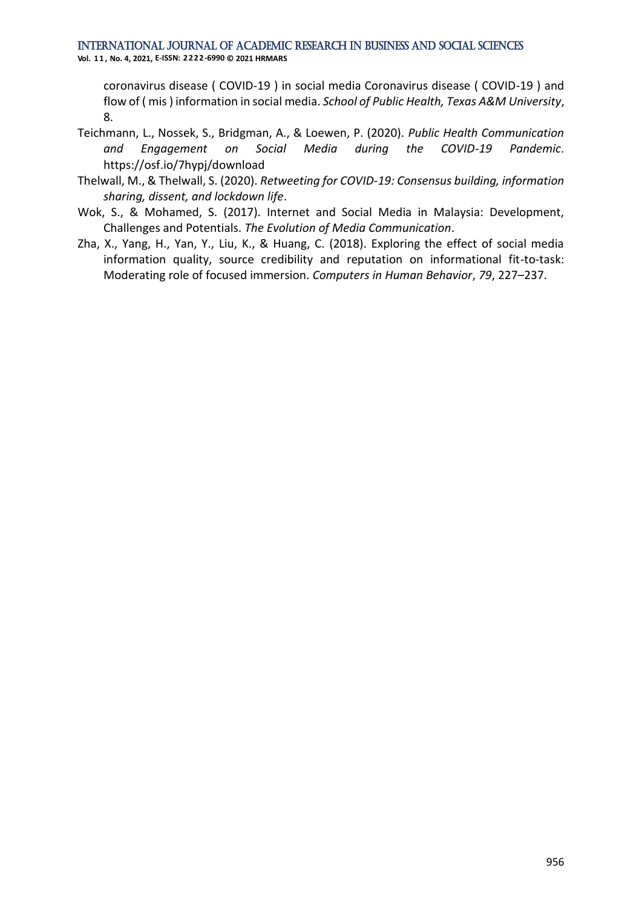coronavirus disease ( COVID-19 ) in social media Coronavirus disease ( COVID-19 ) and flow of ( mis ) information in social media. *School of Public Health, Texas A&M University*, 8.

Teichmann, L., Nossek, S., Bridgman, A., & Loewen, P. (2020). *Public Health Communication and Engagement on Social Media during the COVID-19 Pandemic*. https://osf.io/7hypj/download

Thelwall, M., & Thelwall, S. (2020). *Retweeting for COVID-19: Consensus building, information sharing, dissent, and lockdown life*.

Wok, S., & Mohamed, S. (2017). Internet and Social Media in Malaysia: Development, Challenges and Potentials. *The Evolution of Media Communication*.

Zha, X., Yang, H., Yan, Y., Liu, K., & Huang, C. (2018). Exploring the effect of social media information quality, source credibility and reputation on informational fit-to-task: Moderating role of focused immersion. *Computers in Human Behavior*, *79*, 227–237.